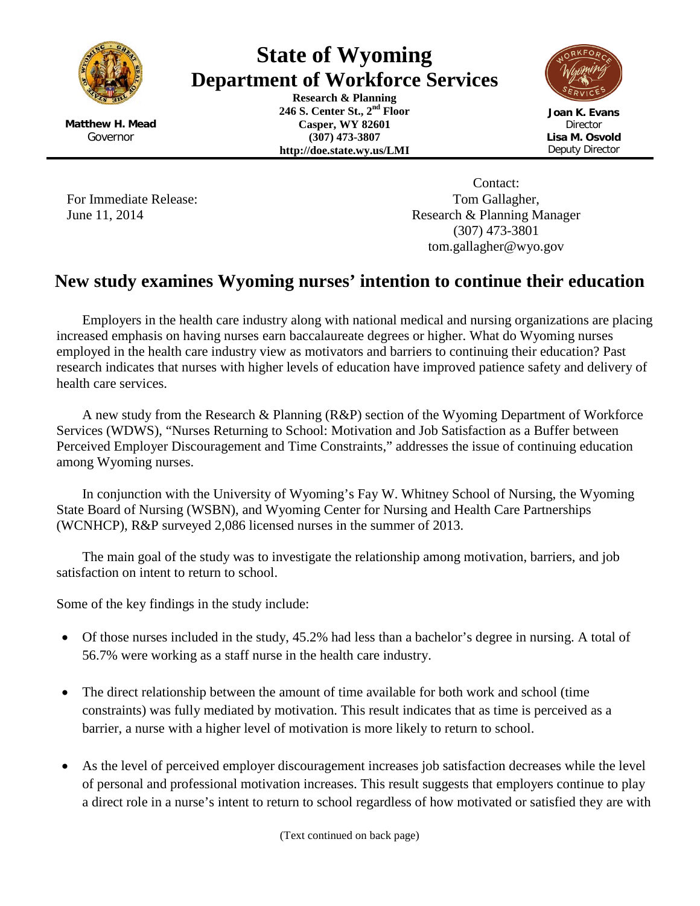**State of Wyoming**
**Department of Workforce Services**

**Research & Planning**
**246 S. Center St., 2nd Floor**
**Casper, WY 82601**
**(307) 473-3807**
**http://doe.state.wy.us/LMI**

**Matthew H. Mead**
Governor

**Joan K. Evans**
Director
**Lisa M. Osvold**
Deputy Director

For Immediate Release:
June 11, 2014

Contact:
Tom Gallagher,
Research & Planning Manager
(307) 473-3801
tom.gallagher@wyo.gov

## New study examines Wyoming nurses' intention to continue their education

Employers in the health care industry along with national medical and nursing organizations are placing increased emphasis on having nurses earn baccalaureate degrees or higher. What do Wyoming nurses employed in the health care industry view as motivators and barriers to continuing their education? Past research indicates that nurses with higher levels of education have improved patience safety and delivery of health care services.

A new study from the Research & Planning (R&P) section of the Wyoming Department of Workforce Services (WDWS), "Nurses Returning to School: Motivation and Job Satisfaction as a Buffer between Perceived Employer Discouragement and Time Constraints," addresses the issue of continuing education among Wyoming nurses.

In conjunction with the University of Wyoming's Fay W. Whitney School of Nursing, the Wyoming State Board of Nursing (WSBN), and Wyoming Center for Nursing and Health Care Partnerships (WCNHCP), R&P surveyed 2,086 licensed nurses in the summer of 2013.

The main goal of the study was to investigate the relationship among motivation, barriers, and job satisfaction on intent to return to school.

Some of the key findings in the study include:

- Of those nurses included in the study, 45.2% had less than a bachelor's degree in nursing. A total of 56.7% were working as a staff nurse in the health care industry.
- The direct relationship between the amount of time available for both work and school (time constraints) was fully mediated by motivation. This result indicates that as time is perceived as a barrier, a nurse with a higher level of motivation is more likely to return to school.
- As the level of perceived employer discouragement increases job satisfaction decreases while the level of personal and professional motivation increases. This result suggests that employers continue to play a direct role in a nurse's intent to return to school regardless of how motivated or satisfied they are with

(Text continued on back page)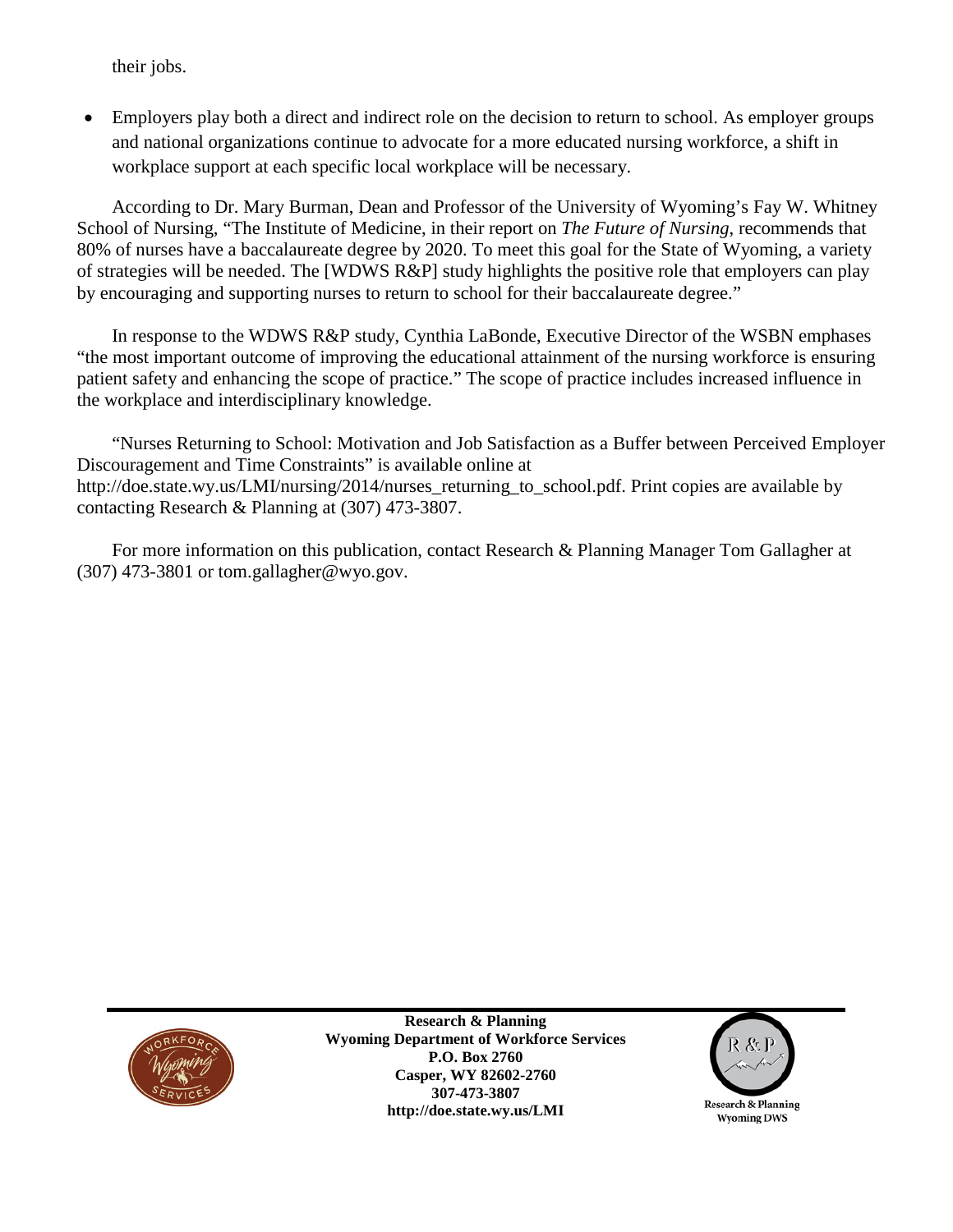their jobs.

- Employers play both a direct and indirect role on the decision to return to school. As employer groups and national organizations continue to advocate for a more educated nursing workforce, a shift in workplace support at each specific local workplace will be necessary.

According to Dr. Mary Burman, Dean and Professor of the University of Wyoming's Fay W. Whitney School of Nursing, "The Institute of Medicine, in their report on *The Future of Nursing*, recommends that 80% of nurses have a baccalaureate degree by 2020. To meet this goal for the State of Wyoming, a variety of strategies will be needed. The [WDWS R&P] study highlights the positive role that employers can play by encouraging and supporting nurses to return to school for their baccalaureate degree."

In response to the WDWS R&P study, Cynthia LaBonde, Executive Director of the WSBN emphases "the most important outcome of improving the educational attainment of the nursing workforce is ensuring patient safety and enhancing the scope of practice." The scope of practice includes increased influence in the workplace and interdisciplinary knowledge.

"Nurses Returning to School: Motivation and Job Satisfaction as a Buffer between Perceived Employer Discouragement and Time Constraints" is available online at http://doe.state.wy.us/LMI/nursing/2014/nurses_returning_to_school.pdf. Print copies are available by contacting Research & Planning at (307) 473-3807.

For more information on this publication, contact Research & Planning Manager Tom Gallagher at (307) 473-3801 or tom.gallagher@wyo.gov.

**Research & Planning**
**Wyoming Department of Workforce Services**
**P.O. Box 2760**
**Casper, WY 82602-2760**
**307-473-3807**
**http://doe.state.wy.us/LMI**